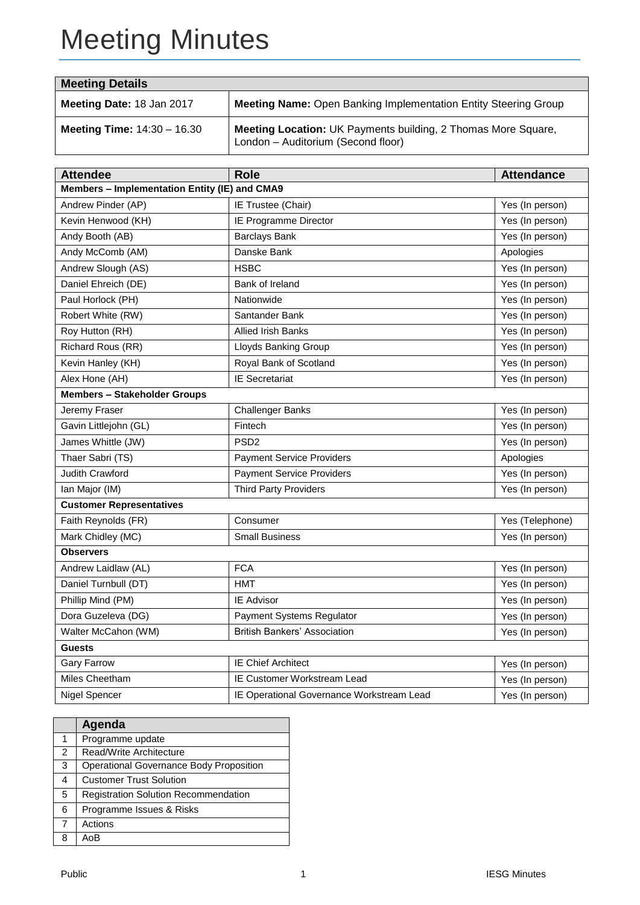# Meeting Minutes

| Meeting Details | |
|---|---|
| **Meeting Date:** 18 Jan 2017 | **Meeting Name:** Open Banking Implementation Entity Steering Group |
| **Meeting Time:** 14:30 – 16.30 | **Meeting Location:** UK Payments building, 2 Thomas More Square, London – Auditorium (Second floor) |

| Attendee | Role | Attendance |
|---|---|---|
| **Members – Implementation Entity (IE) and CMA9** | | |
| Andrew Pinder (AP) | IE Trustee (Chair) | Yes (In person) |
| Kevin Henwood (KH) | IE Programme Director | Yes (In person) |
| Andy Booth (AB) | Barclays Bank | Yes (In person) |
| Andy McComb (AM) | Danske Bank | Apologies |
| Andrew Slough (AS) | HSBC | Yes (In person) |
| Daniel Ehreich (DE) | Bank of Ireland | Yes (In person) |
| Paul Horlock (PH) | Nationwide | Yes (In person) |
| Robert White (RW) | Santander Bank | Yes (In person) |
| Roy Hutton (RH) | Allied Irish Banks | Yes (In person) |
| Richard Rous (RR) | Lloyds Banking Group | Yes (In person) |
| Kevin Hanley (KH) | Royal Bank of Scotland | Yes (In person) |
| Alex Hone (AH) | IE Secretariat | Yes (In person) |
| **Members – Stakeholder Groups** | | |
| Jeremy Fraser | Challenger Banks | Yes (In person) |
| Gavin Littlejohn (GL) | Fintech | Yes (In person) |
| James Whittle (JW) | PSD2 | Yes (In person) |
| Thaer Sabri (TS) | Payment Service Providers | Apologies |
| Judith Crawford | Payment Service Providers | Yes (In person) |
| Ian Major (IM) | Third Party Providers | Yes (In person) |
| **Customer Representatives** | | |
| Faith Reynolds (FR) | Consumer | Yes (Telephone) |
| Mark Chidley (MC) | Small Business | Yes (In person) |
| **Observers** | | |
| Andrew Laidlaw (AL) | FCA | Yes (In person) |
| Daniel Turnbull (DT) | HMT | Yes (In person) |
| Phillip Mind (PM) | IE Advisor | Yes (In person) |
| Dora Guzeleva (DG) | Payment Systems Regulator | Yes (In person) |
| Walter McCahon (WM) | British Bankers' Association | Yes (In person) |
| **Guests** | | |
| Gary Farrow | IE Chief Architect | Yes (In person) |
| Miles Cheetham | IE Customer Workstream Lead | Yes (In person) |
| Nigel Spencer | IE Operational Governance Workstream Lead | Yes (In person) |

| | Agenda |
|---|---|
| 1 | Programme update |
| 2 | Read/Write Architecture |
| 3 | Operational Governance Body Proposition |
| 4 | Customer Trust Solution |
| 5 | Registration Solution Recommendation |
| 6 | Programme Issues & Risks |
| 7 | Actions |
| 8 | AoB |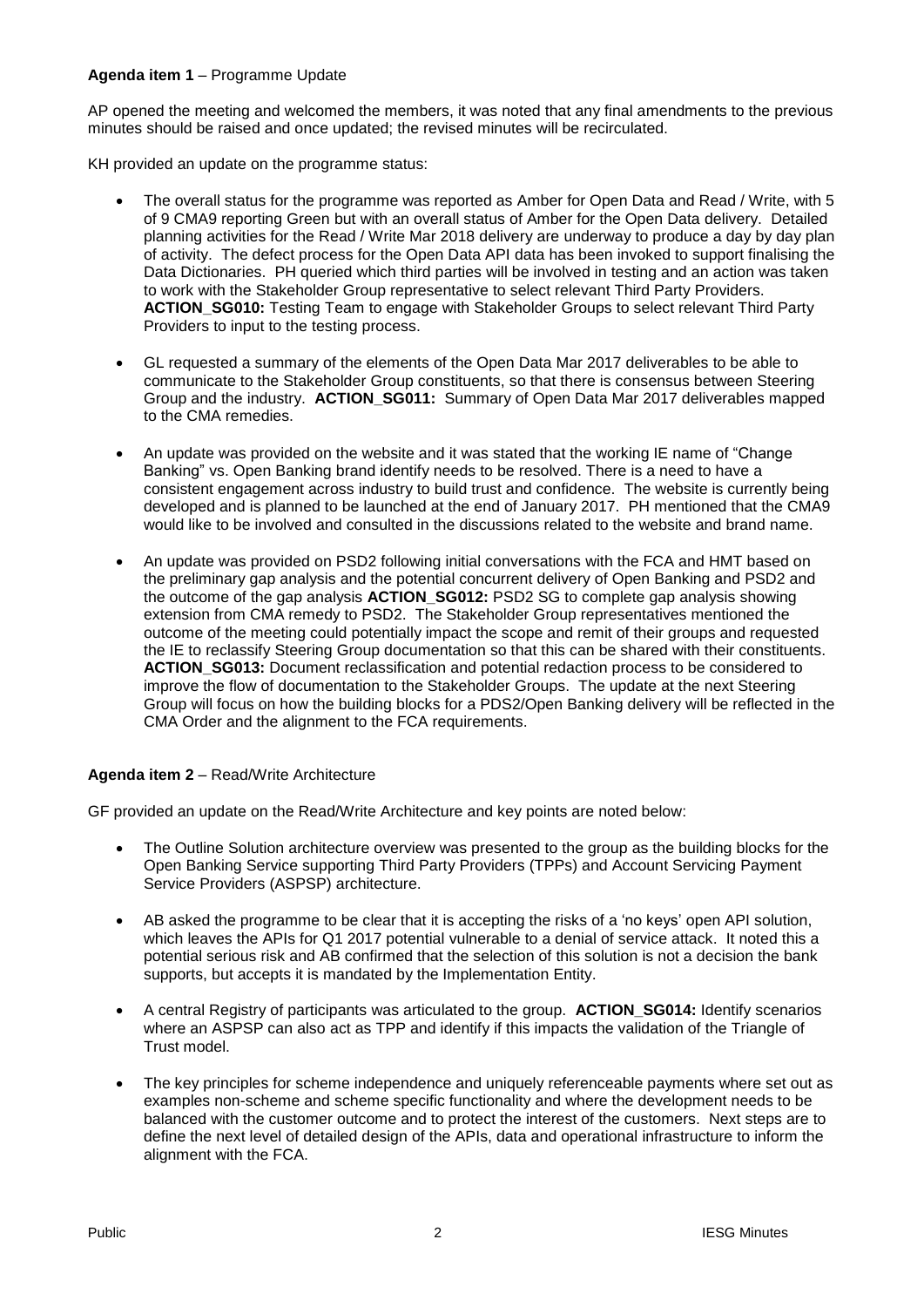**Agenda item 1** – Programme Update

AP opened the meeting and welcomed the members, it was noted that any final amendments to the previous minutes should be raised and once updated; the revised minutes will be recirculated.

KH provided an update on the programme status:

- The overall status for the programme was reported as Amber for Open Data and Read / Write, with 5 of 9 CMA9 reporting Green but with an overall status of Amber for the Open Data delivery. Detailed planning activities for the Read / Write Mar 2018 delivery are underway to produce a day by day plan of activity. The defect process for the Open Data API data has been invoked to support finalising the Data Dictionaries. PH queried which third parties will be involved in testing and an action was taken to work with the Stakeholder Group representative to select relevant Third Party Providers. **ACTION_SG010:** Testing Team to engage with Stakeholder Groups to select relevant Third Party Providers to input to the testing process.

- GL requested a summary of the elements of the Open Data Mar 2017 deliverables to be able to communicate to the Stakeholder Group constituents, so that there is consensus between Steering Group and the industry. **ACTION_SG011:** Summary of Open Data Mar 2017 deliverables mapped to the CMA remedies.

- An update was provided on the website and it was stated that the working IE name of "Change Banking" vs. Open Banking brand identify needs to be resolved. There is a need to have a consistent engagement across industry to build trust and confidence. The website is currently being developed and is planned to be launched at the end of January 2017. PH mentioned that the CMA9 would like to be involved and consulted in the discussions related to the website and brand name.

- An update was provided on PSD2 following initial conversations with the FCA and HMT based on the preliminary gap analysis and the potential concurrent delivery of Open Banking and PSD2 and the outcome of the gap analysis **ACTION_SG012:** PSD2 SG to complete gap analysis showing extension from CMA remedy to PSD2. The Stakeholder Group representatives mentioned the outcome of the meeting could potentially impact the scope and remit of their groups and requested the IE to reclassify Steering Group documentation so that this can be shared with their constituents. **ACTION_SG013:** Document reclassification and potential redaction process to be considered to improve the flow of documentation to the Stakeholder Groups. The update at the next Steering Group will focus on how the building blocks for a PDS2/Open Banking delivery will be reflected in the CMA Order and the alignment to the FCA requirements.

**Agenda item 2** – Read/Write Architecture

GF provided an update on the Read/Write Architecture and key points are noted below:

- The Outline Solution architecture overview was presented to the group as the building blocks for the Open Banking Service supporting Third Party Providers (TPPs) and Account Servicing Payment Service Providers (ASPSP) architecture.

- AB asked the programme to be clear that it is accepting the risks of a 'no keys' open API solution, which leaves the APIs for Q1 2017 potential vulnerable to a denial of service attack. It noted this a potential serious risk and AB confirmed that the selection of this solution is not a decision the bank supports, but accepts it is mandated by the Implementation Entity.

- A central Registry of participants was articulated to the group. **ACTION_SG014:** Identify scenarios where an ASPSP can also act as TPP and identify if this impacts the validation of the Triangle of Trust model.

- The key principles for scheme independence and uniquely referenceable payments where set out as examples non-scheme and scheme specific functionality and where the development needs to be balanced with the customer outcome and to protect the interest of the customers. Next steps are to define the next level of detailed design of the APIs, data and operational infrastructure to inform the alignment with the FCA.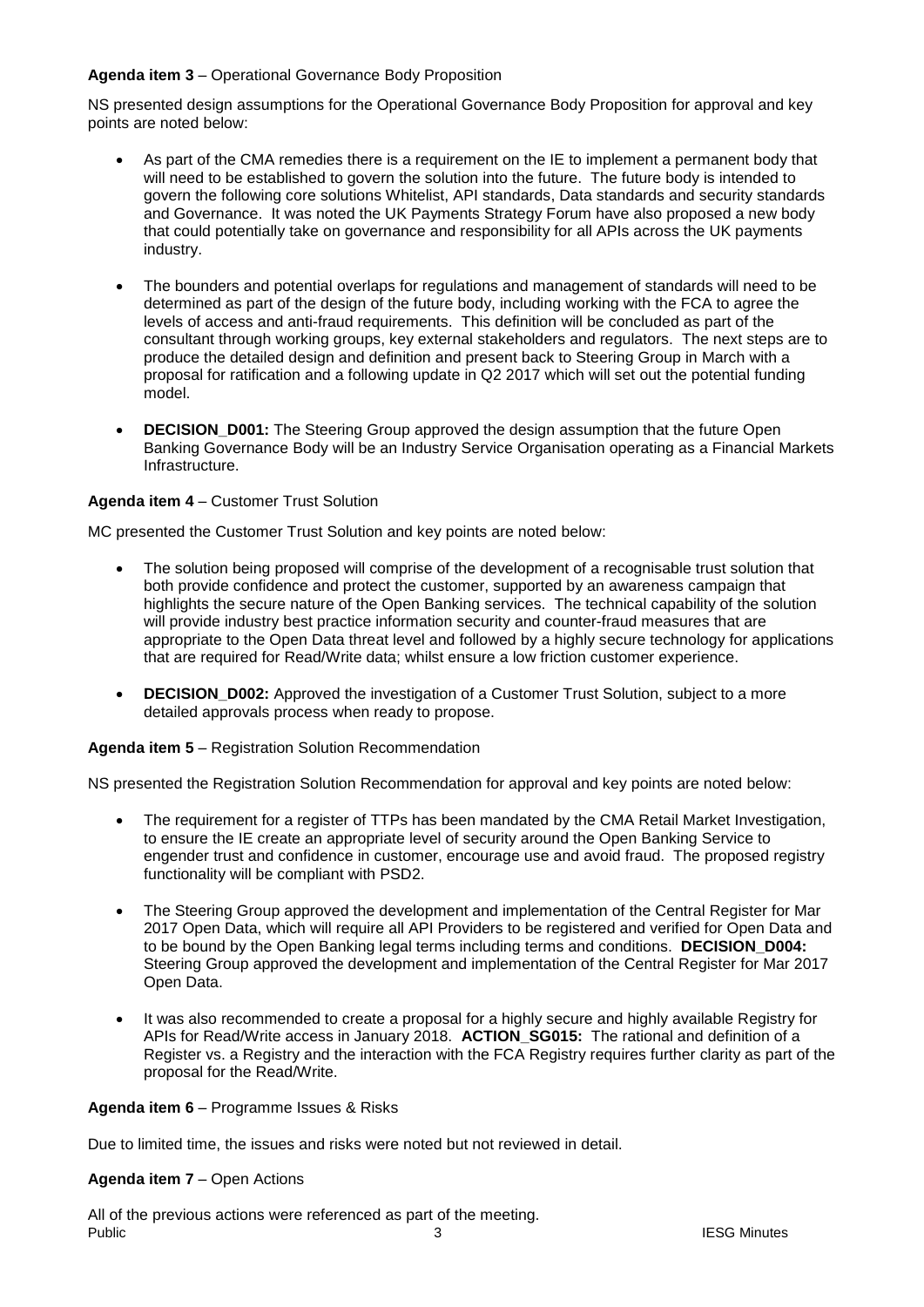**Agenda item 3** – Operational Governance Body Proposition

NS presented design assumptions for the Operational Governance Body Proposition for approval and key points are noted below:

- As part of the CMA remedies there is a requirement on the IE to implement a permanent body that will need to be established to govern the solution into the future. The future body is intended to govern the following core solutions Whitelist, API standards, Data standards and security standards and Governance. It was noted the UK Payments Strategy Forum have also proposed a new body that could potentially take on governance and responsibility for all APIs across the UK payments industry.

- The bounders and potential overlaps for regulations and management of standards will need to be determined as part of the design of the future body, including working with the FCA to agree the levels of access and anti-fraud requirements. This definition will be concluded as part of the consultant through working groups, key external stakeholders and regulators. The next steps are to produce the detailed design and definition and present back to Steering Group in March with a proposal for ratification and a following update in Q2 2017 which will set out the potential funding model.

- **DECISION_D001:** The Steering Group approved the design assumption that the future Open Banking Governance Body will be an Industry Service Organisation operating as a Financial Markets Infrastructure.

**Agenda item 4** – Customer Trust Solution

MC presented the Customer Trust Solution and key points are noted below:

- The solution being proposed will comprise of the development of a recognisable trust solution that both provide confidence and protect the customer, supported by an awareness campaign that highlights the secure nature of the Open Banking services. The technical capability of the solution will provide industry best practice information security and counter-fraud measures that are appropriate to the Open Data threat level and followed by a highly secure technology for applications that are required for Read/Write data; whilst ensure a low friction customer experience.

- **DECISION_D002:** Approved the investigation of a Customer Trust Solution, subject to a more detailed approvals process when ready to propose.

**Agenda item 5** – Registration Solution Recommendation

NS presented the Registration Solution Recommendation for approval and key points are noted below:

- The requirement for a register of TTPs has been mandated by the CMA Retail Market Investigation, to ensure the IE create an appropriate level of security around the Open Banking Service to engender trust and confidence in customer, encourage use and avoid fraud. The proposed registry functionality will be compliant with PSD2.

- The Steering Group approved the development and implementation of the Central Register for Mar 2017 Open Data, which will require all API Providers to be registered and verified for Open Data and to be bound by the Open Banking legal terms including terms and conditions. **DECISION_D004:** Steering Group approved the development and implementation of the Central Register for Mar 2017 Open Data.

- It was also recommended to create a proposal for a highly secure and highly available Registry for APIs for Read/Write access in January 2018. **ACTION_SG015:** The rational and definition of a Register vs. a Registry and the interaction with the FCA Registry requires further clarity as part of the proposal for the Read/Write.

**Agenda item 6** – Programme Issues & Risks

Due to limited time, the issues and risks were noted but not reviewed in detail.

**Agenda item 7** – Open Actions

All of the previous actions were referenced as part of the meeting.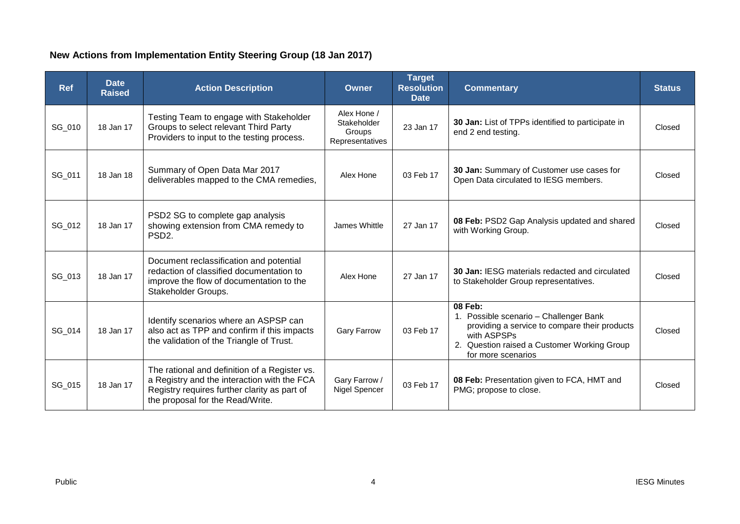## New Actions from Implementation Entity Steering Group (18 Jan 2017)

| Ref | Date Raised | Action Description | Owner | Target Resolution Date | Commentary | Status |
|---|---|---|---|---|---|---|
| SG_010 | 18 Jan 17 | Testing Team to engage with Stakeholder Groups to select relevant Third Party Providers to input to the testing process. | Alex Hone / Stakeholder Groups Representatives | 23 Jan 17 | **30 Jan:** List of TPPs identified to participate in end 2 end testing. | Closed |
| SG_011 | 18 Jan 18 | Summary of Open Data Mar 2017 deliverables mapped to the CMA remedies, | Alex Hone | 03 Feb 17 | **30 Jan:** Summary of Customer use cases for Open Data circulated to IESG members. | Closed |
| SG_012 | 18 Jan 17 | PSD2 SG to complete gap analysis showing extension from CMA remedy to PSD2. | James Whittle | 27 Jan 17 | **08 Feb:** PSD2 Gap Analysis updated and shared with Working Group. | Closed |
| SG_013 | 18 Jan 17 | Document reclassification and potential redaction of classified documentation to improve the flow of documentation to the Stakeholder Groups. | Alex Hone | 27 Jan 17 | **30 Jan:** IESG materials redacted and circulated to Stakeholder Group representatives. | Closed |
| SG_014 | 18 Jan 17 | Identify scenarios where an ASPSP can also act as TPP and confirm if this impacts the validation of the Triangle of Trust. | Gary Farrow | 03 Feb 17 | **08 Feb:**<br>1. Possible scenario – Challenger Bank providing a service to compare their products with ASPSPs<br>2. Question raised a Customer Working Group for more scenarios | Closed |
| SG_015 | 18 Jan 17 | The rational and definition of a Register vs. a Registry and the interaction with the FCA Registry requires further clarity as part of the proposal for the Read/Write. | Gary Farrow / Nigel Spencer | 03 Feb 17 | **08 Feb:** Presentation given to FCA, HMT and PMG; propose to close. | Closed |